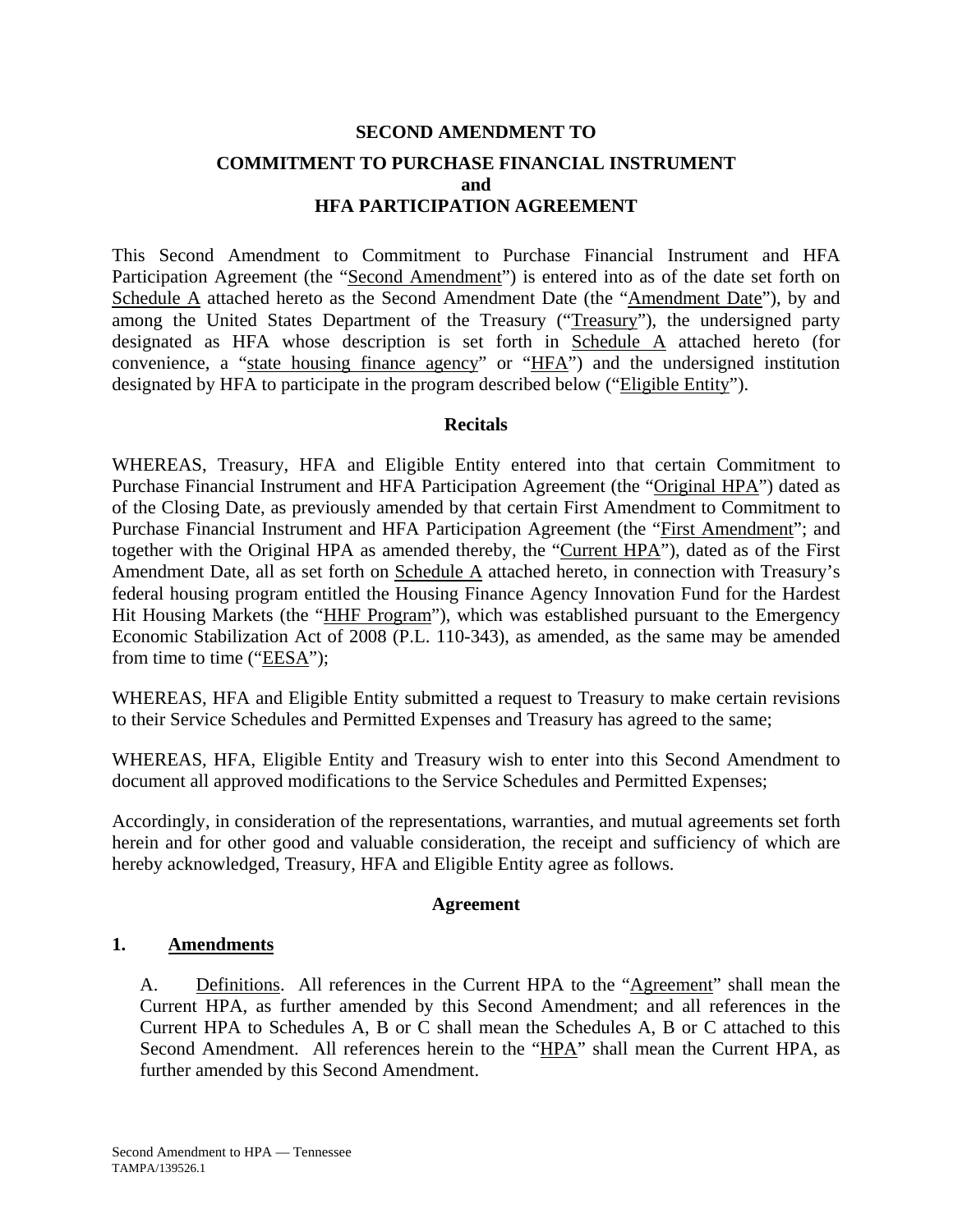# SECOND AMENDMENT TO

## COMMITMENT TO PURCHASE FINANCIAL INSTRUMENT and HFA PARTICIPATION AGREEMENT

This Second Amendment to Commitment to Purchase Financial Instrument and HFA Participation Agreement (the "Second Amendment") is entered into as of the date set forth on Schedule A attached hereto as the Second Amendment Date (the "Amendment Date"), by and among the United States Department of the Treasury ("Treasury"), the undersigned party designated as HFA whose description is set forth in Schedule A attached hereto (for convenience, a "state housing finance agency" or "HFA") and the undersigned institution designated by HFA to participate in the program described below ("Eligible Entity").

### Recitals

WHEREAS, Treasury, HFA and Eligible Entity entered into that certain Commitment to Purchase Financial Instrument and HFA Participation Agreement (the "Original HPA") dated as of the Closing Date, as previously amended by that certain First Amendment to Commitment to Purchase Financial Instrument and HFA Participation Agreement (the "First Amendment"; and together with the Original HPA as amended thereby, the "Current HPA"), dated as of the First Amendment Date, all as set forth on Schedule A attached hereto, in connection with Treasury's federal housing program entitled the Housing Finance Agency Innovation Fund for the Hardest Hit Housing Markets (the "HHF Program"), which was established pursuant to the Emergency Economic Stabilization Act of 2008 (P.L. 110-343), as amended, as the same may be amended from time to time ("EESA");

WHEREAS, HFA and Eligible Entity submitted a request to Treasury to make certain revisions to their Service Schedules and Permitted Expenses and Treasury has agreed to the same;

WHEREAS, HFA, Eligible Entity and Treasury wish to enter into this Second Amendment to document all approved modifications to the Service Schedules and Permitted Expenses;

Accordingly, in consideration of the representations, warranties, and mutual agreements set forth herein and for other good and valuable consideration, the receipt and sufficiency of which are hereby acknowledged, Treasury, HFA and Eligible Entity agree as follows.

### Agreement

**1. Amendments**

A. Definitions. All references in the Current HPA to the "Agreement" shall mean the Current HPA, as further amended by this Second Amendment; and all references in the Current HPA to Schedules A, B or C shall mean the Schedules A, B or C attached to this Second Amendment. All references herein to the "HPA" shall mean the Current HPA, as further amended by this Second Amendment.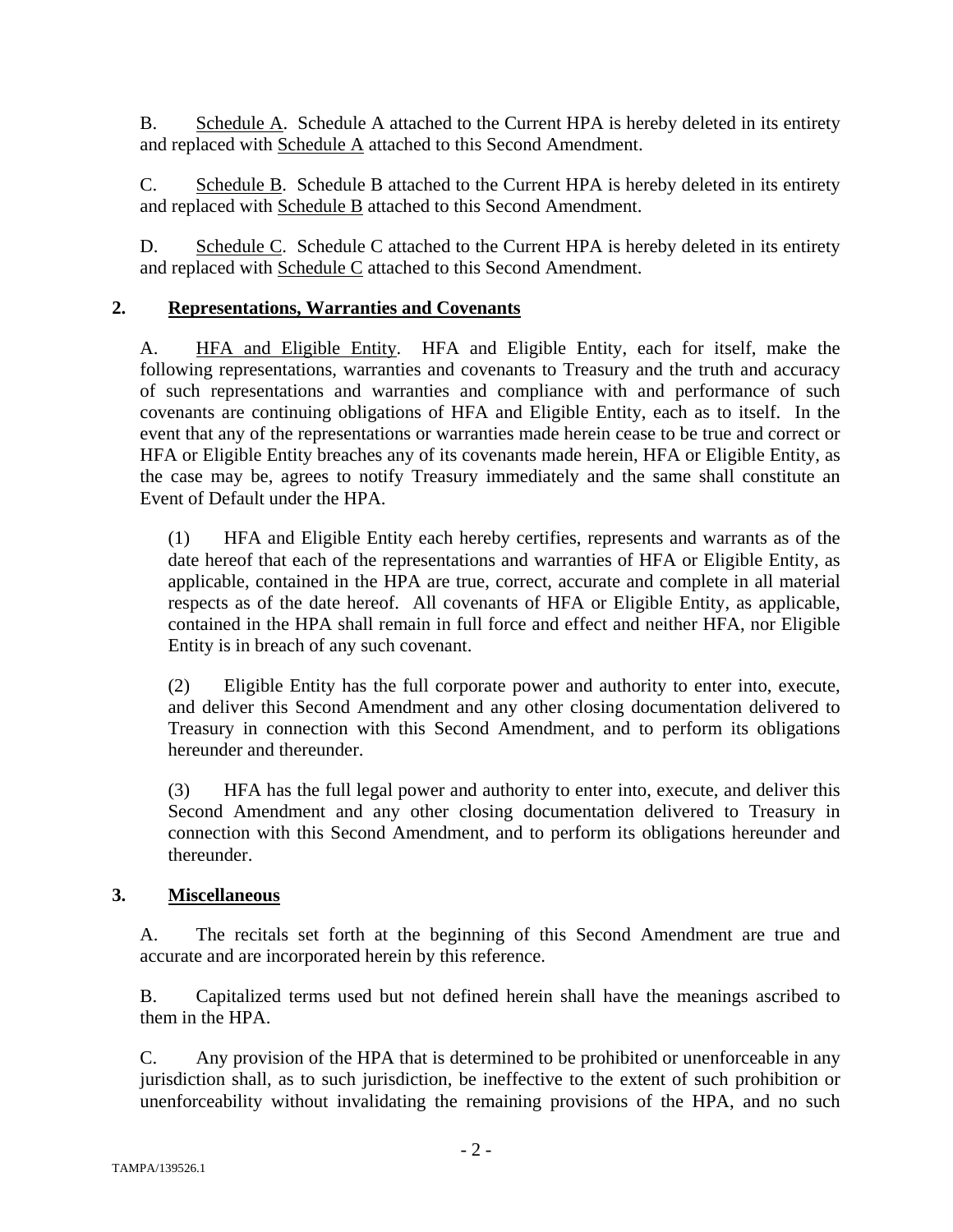B. Schedule A. Schedule A attached to the Current HPA is hereby deleted in its entirety and replaced with Schedule A attached to this Second Amendment.

C. Schedule B. Schedule B attached to the Current HPA is hereby deleted in its entirety and replaced with Schedule B attached to this Second Amendment.

D. Schedule C. Schedule C attached to the Current HPA is hereby deleted in its entirety and replaced with Schedule C attached to this Second Amendment.

**2. Representations, Warranties and Covenants**

A. HFA and Eligible Entity. HFA and Eligible Entity, each for itself, make the following representations, warranties and covenants to Treasury and the truth and accuracy of such representations and warranties and compliance with and performance of such covenants are continuing obligations of HFA and Eligible Entity, each as to itself. In the event that any of the representations or warranties made herein cease to be true and correct or HFA or Eligible Entity breaches any of its covenants made herein, HFA or Eligible Entity, as the case may be, agrees to notify Treasury immediately and the same shall constitute an Event of Default under the HPA.

(1) HFA and Eligible Entity each hereby certifies, represents and warrants as of the date hereof that each of the representations and warranties of HFA or Eligible Entity, as applicable, contained in the HPA are true, correct, accurate and complete in all material respects as of the date hereof. All covenants of HFA or Eligible Entity, as applicable, contained in the HPA shall remain in full force and effect and neither HFA, nor Eligible Entity is in breach of any such covenant.

(2) Eligible Entity has the full corporate power and authority to enter into, execute, and deliver this Second Amendment and any other closing documentation delivered to Treasury in connection with this Second Amendment, and to perform its obligations hereunder and thereunder.

(3) HFA has the full legal power and authority to enter into, execute, and deliver this Second Amendment and any other closing documentation delivered to Treasury in connection with this Second Amendment, and to perform its obligations hereunder and thereunder.

**3. Miscellaneous**

A. The recitals set forth at the beginning of this Second Amendment are true and accurate and are incorporated herein by this reference.

B. Capitalized terms used but not defined herein shall have the meanings ascribed to them in the HPA.

C. Any provision of the HPA that is determined to be prohibited or unenforceable in any jurisdiction shall, as to such jurisdiction, be ineffective to the extent of such prohibition or unenforceability without invalidating the remaining provisions of the HPA, and no such

TAMPA/139526.1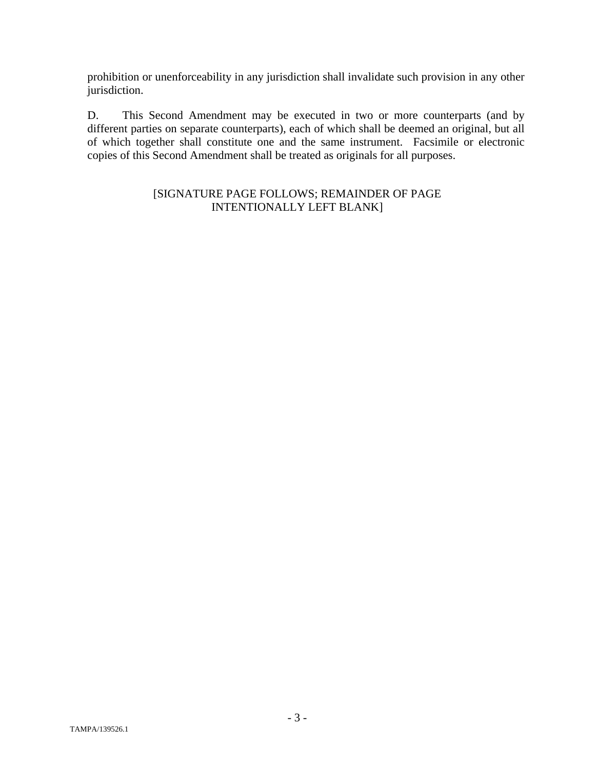prohibition or unenforceability in any jurisdiction shall invalidate such provision in any other jurisdiction.

D. This Second Amendment may be executed in two or more counterparts (and by different parties on separate counterparts), each of which shall be deemed an original, but all of which together shall constitute one and the same instrument. Facsimile or electronic copies of this Second Amendment shall be treated as originals for all purposes.

[SIGNATURE PAGE FOLLOWS; REMAINDER OF PAGE INTENTIONALLY LEFT BLANK]

TAMPA/139526.1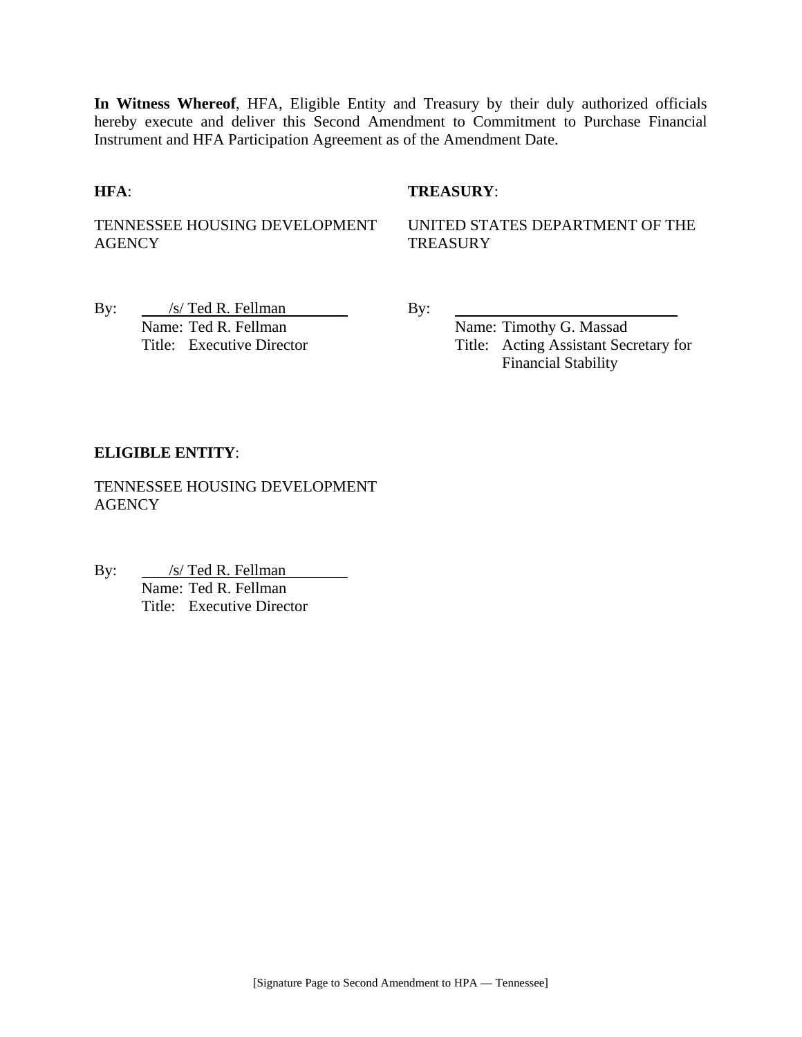**In Witness Whereof**, HFA, Eligible Entity and Treasury by their duly authorized officials hereby execute and deliver this Second Amendment to Commitment to Purchase Financial Instrument and HFA Participation Agreement as of the Amendment Date.

**HFA**:

TENNESSEE HOUSING DEVELOPMENT AGENCY

By: /s/ Ted R. Fellman
Name: Ted R. Fellman
Title: Executive Director

**TREASURY**:

UNITED STATES DEPARTMENT OF THE TREASURY

By: ____________________________
Name: Timothy G. Massad
Title: Acting Assistant Secretary for Financial Stability

**ELIGIBLE ENTITY**:

TENNESSEE HOUSING DEVELOPMENT AGENCY

By: /s/ Ted R. Fellman
Name: Ted R. Fellman
Title: Executive Director

[Signature Page to Second Amendment to HPA — Tennessee]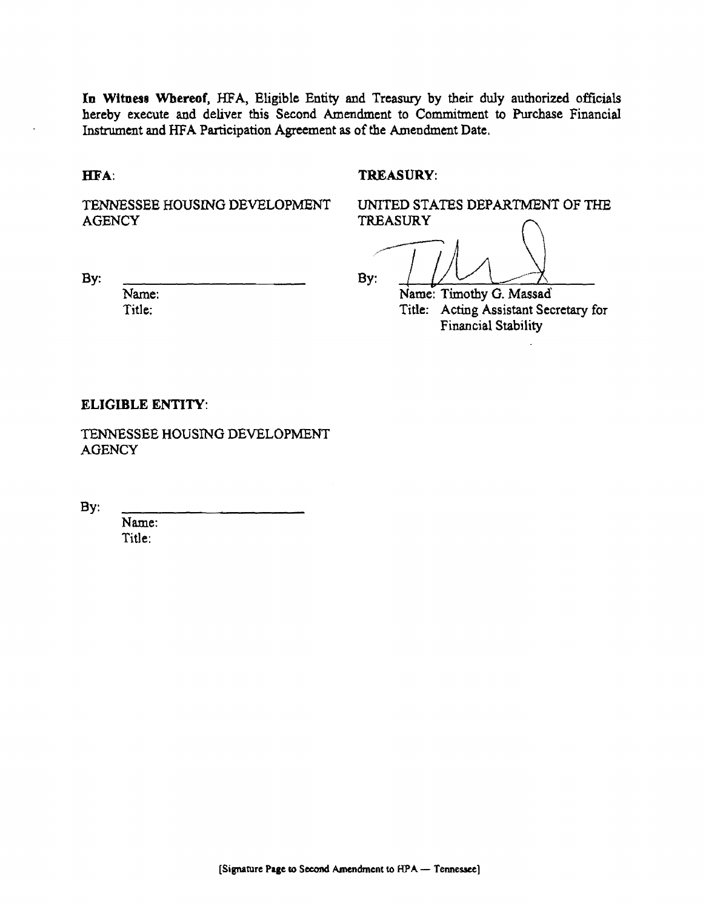**In Witness Whereof,** HFA, Eligible Entity and Treasury by their duly authorized officials hereby execute and deliver this Second Amendment to Commitment to Purchase Financial Instrument and HFA Participation Agreement as of the Amendment Date.

**HFA**:

TENNESSEE HOUSING DEVELOPMENT AGENCY

By: ______________________

Name:
Title:

**TREASURY**:

UNITED STATES DEPARTMENT OF THE TREASURY

By: ______________________

Name: Timothy G. Massad
Title: Acting Assistant Secretary for Financial Stability

**ELIGIBLE ENTITY**:

TENNESSEE HOUSING DEVELOPMENT AGENCY

By: ______________________

Name:
Title:

[Signature Page to Second Amendment to HPA — Tennessee]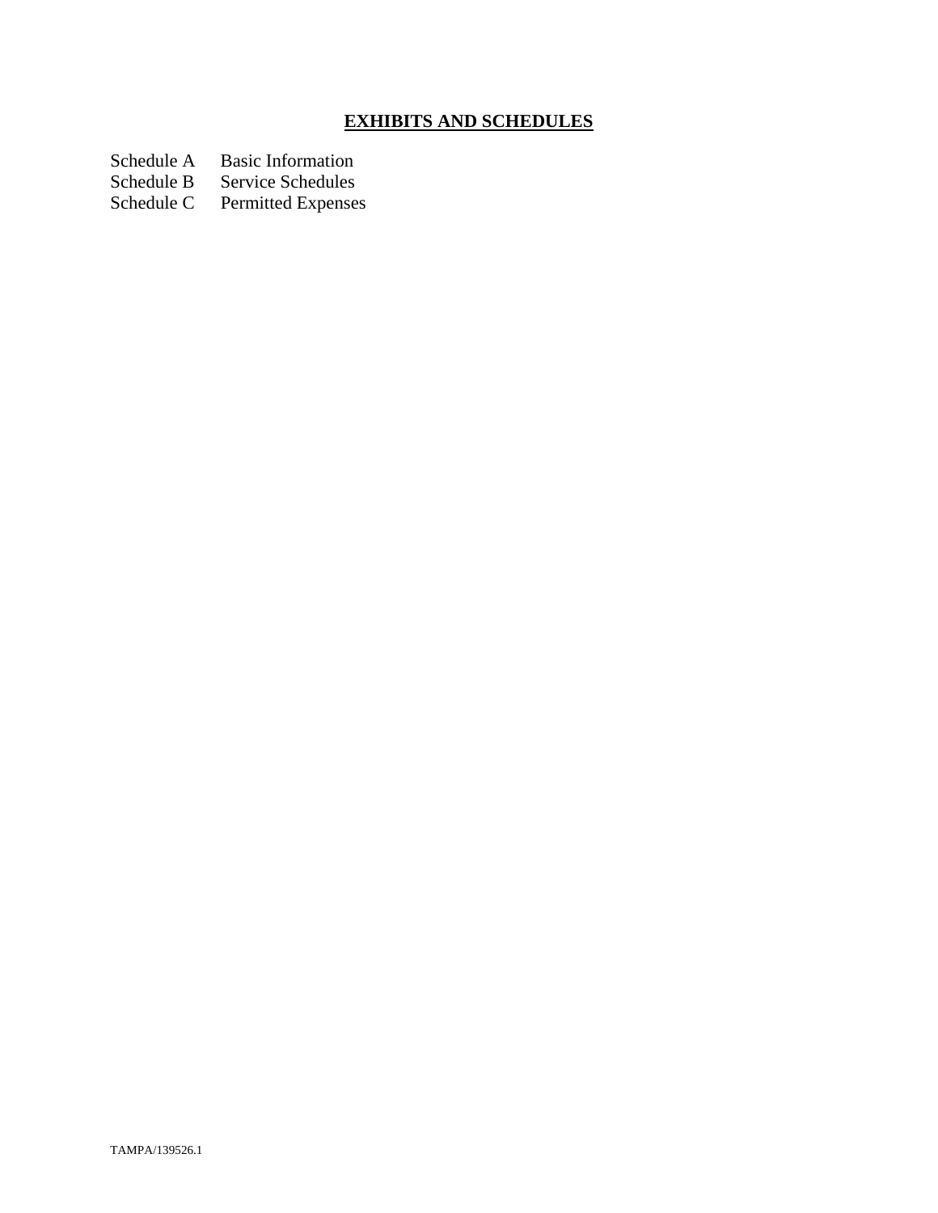## **EXHIBITS AND SCHEDULES**

Schedule A Basic Information
Schedule B Service Schedules
Schedule C Permitted Expenses

TAMPA/139526.1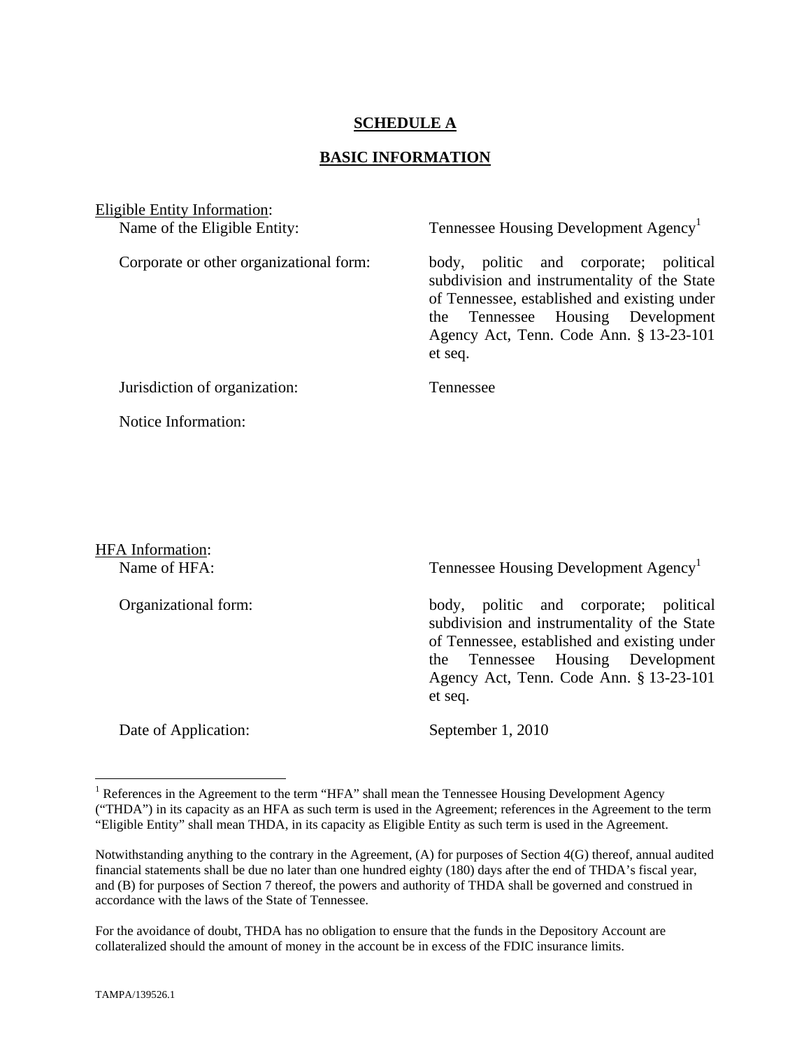**SCHEDULE A**

**BASIC INFORMATION**

Eligible Entity Information:

| | |
|---|---|
| Name of the Eligible Entity: | Tennessee Housing Development Agency[1] |
| Corporate or other organizational form: | body, politic and corporate; political subdivision and instrumentality of the State of Tennessee, established and existing under the Tennessee Housing Development Agency Act, Tenn. Code Ann. § 13-23-101 et seq. |
| Jurisdiction of organization: | Tennessee |
| Notice Information: | |

HFA Information:

| | |
|---|---|
| Name of HFA: | Tennessee Housing Development Agency[1] |
| Organizational form: | body, politic and corporate; political subdivision and instrumentality of the State of Tennessee, established and existing under the Tennessee Housing Development Agency Act, Tenn. Code Ann. § 13-23-101 et seq. |
| Date of Application: | September 1, 2010 |

---

[1] References in the Agreement to the term "HFA" shall mean the Tennessee Housing Development Agency ("THDA") in its capacity as an HFA as such term is used in the Agreement; references in the Agreement to the term "Eligible Entity" shall mean THDA, in its capacity as Eligible Entity as such term is used in the Agreement.

Notwithstanding anything to the contrary in the Agreement, (A) for purposes of Section 4(G) thereof, annual audited financial statements shall be due no later than one hundred eighty (180) days after the end of THDA's fiscal year, and (B) for purposes of Section 7 thereof, the powers and authority of THDA shall be governed and construed in accordance with the laws of the State of Tennessee.

For the avoidance of doubt, THDA has no obligation to ensure that the funds in the Depository Account are collateralized should the amount of money in the account be in excess of the FDIC insurance limits.

TAMPA/139526.1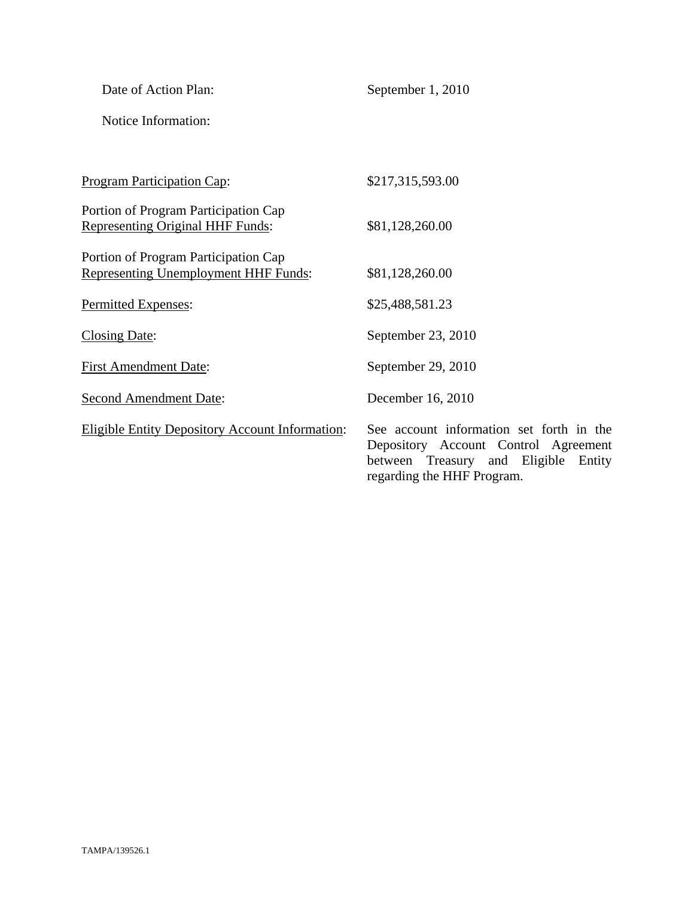Date of Action Plan: September 1, 2010

Notice Information:

<u>Program Participation Cap</u>: $217,315,593.00

Portion of Program Participation Cap <u>Representing Original HHF Funds</u>: $81,128,260.00

Portion of Program Participation Cap <u>Representing Unemployment HHF Funds</u>: $81,128,260.00

<u>Permitted Expenses</u>: $25,488,581.23

<u>Closing Date</u>: September 23, 2010

<u>First Amendment Date</u>: September 29, 2010

<u>Second Amendment Date</u>: December 16, 2010

<u>Eligible Entity Depository Account Information</u>: See account information set forth in the Depository Account Control Agreement between Treasury and Eligible Entity regarding the HHF Program.

TAMPA/139526.1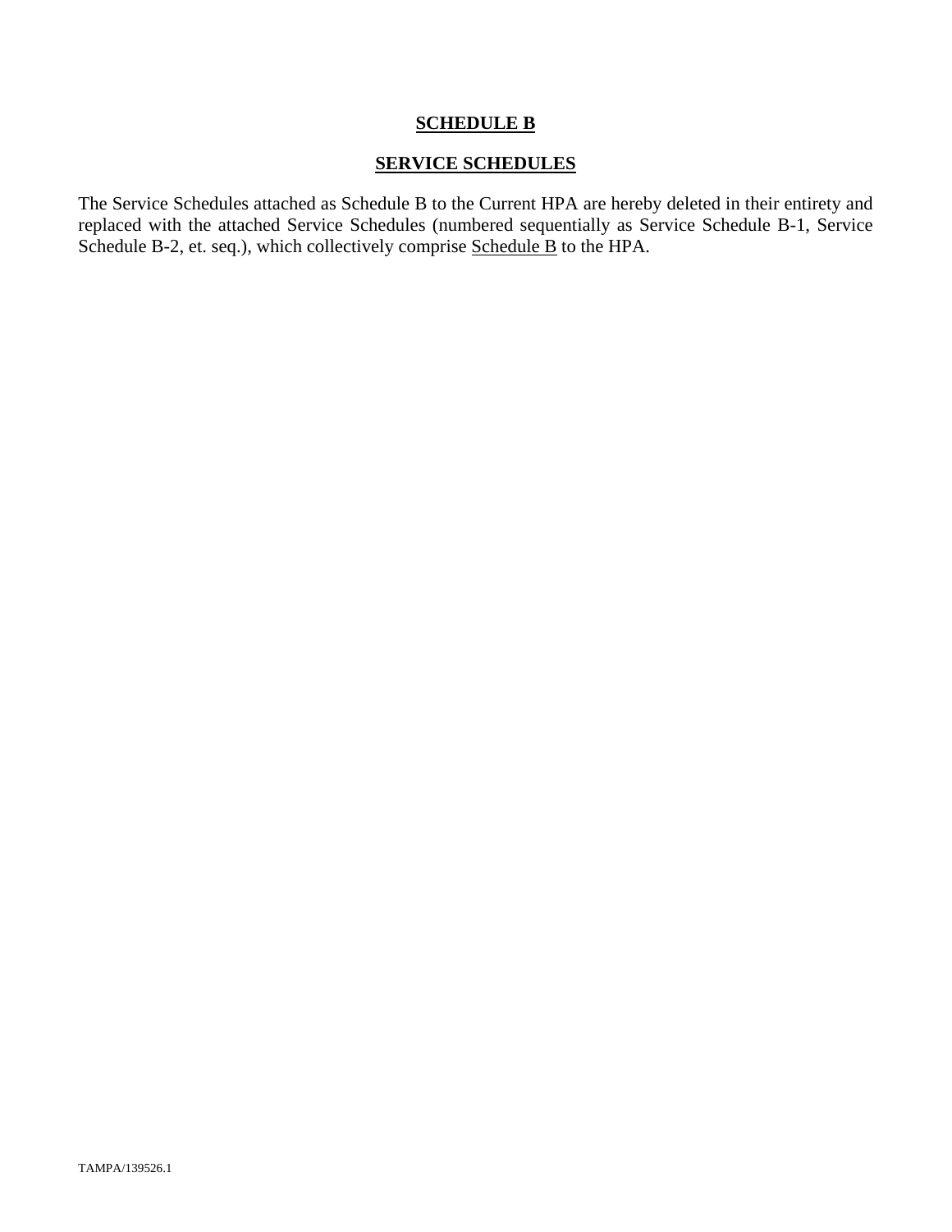# SCHEDULE B

## SERVICE SCHEDULES

The Service Schedules attached as Schedule B to the Current HPA are hereby deleted in their entirety and replaced with the attached Service Schedules (numbered sequentially as Service Schedule B-1, Service Schedule B-2, et. seq.), which collectively comprise Schedule B to the HPA.

TAMPA/139526.1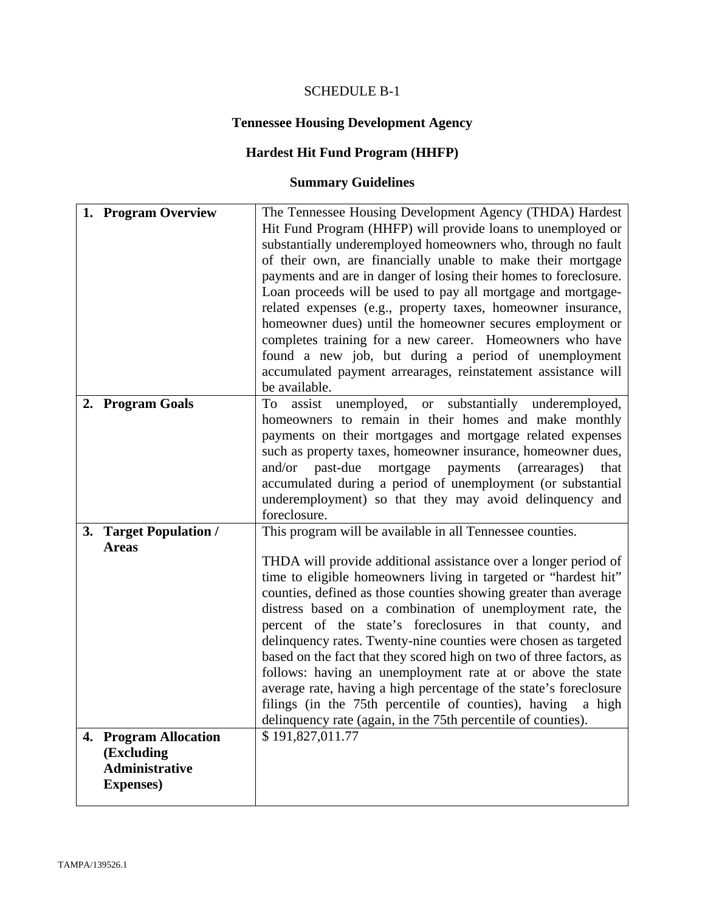SCHEDULE B-1

## Tennessee Housing Development Agency

## Hardest Hit Fund Program (HHFP)

## Summary Guidelines

| | |
|---|---|
| **1. Program Overview** | The Tennessee Housing Development Agency (THDA) Hardest Hit Fund Program (HHFP) will provide loans to unemployed or substantially underemployed homeowners who, through no fault of their own, are financially unable to make their mortgage payments and are in danger of losing their homes to foreclosure. Loan proceeds will be used to pay all mortgage and mortgage-related expenses (e.g., property taxes, homeowner insurance, homeowner dues) until the homeowner secures employment or completes training for a new career. Homeowners who have found a new job, but during a period of unemployment accumulated payment arrearages, reinstatement assistance will be available. |
| **2. Program Goals** | To assist unemployed, or substantially underemployed, homeowners to remain in their homes and make monthly payments on their mortgages and mortgage related expenses such as property taxes, homeowner insurance, homeowner dues, and/or past-due mortgage payments (arrearages) that accumulated during a period of unemployment (or substantial underemployment) so that they may avoid delinquency and foreclosure. |
| **3. Target Population / Areas** | This program will be available in all Tennessee counties.<br><br>THDA will provide additional assistance over a longer period of time to eligible homeowners living in targeted or "hardest hit" counties, defined as those counties showing greater than average distress based on a combination of unemployment rate, the percent of the state's foreclosures in that county, and delinquency rates. Twenty-nine counties were chosen as targeted based on the fact that they scored high on two of three factors, as follows: having an unemployment rate at or above the state average rate, having a high percentage of the state's foreclosure filings (in the 75th percentile of counties), having a high delinquency rate (again, in the 75th percentile of counties). |
| **4. Program Allocation (Excluding Administrative Expenses)** | $ 191,827,011.77 |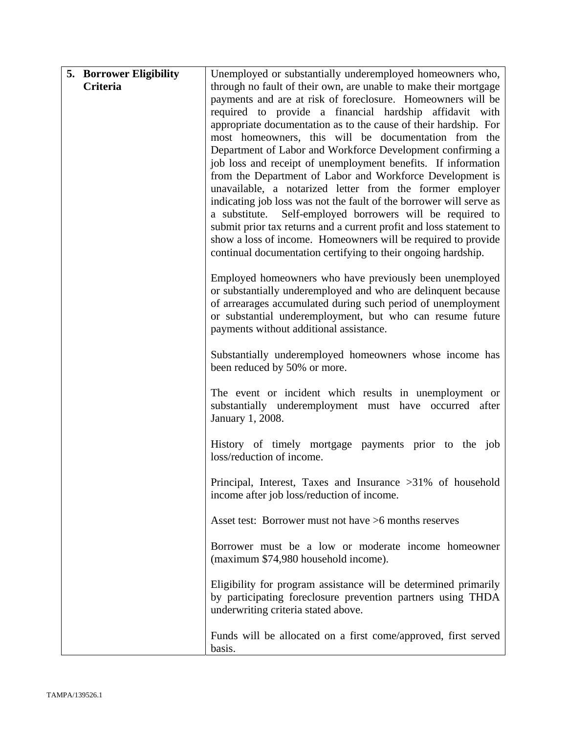| **5. Borrower Eligibility Criteria** | Unemployed or substantially underemployed homeowners who, through no fault of their own, are unable to make their mortgage payments and are at risk of foreclosure. Homeowners will be required to provide a financial hardship affidavit with appropriate documentation as to the cause of their hardship. For most homeowners, this will be documentation from the Department of Labor and Workforce Development confirming a job loss and receipt of unemployment benefits. If information from the Department of Labor and Workforce Development is unavailable, a notarized letter from the former employer indicating job loss was not the fault of the borrower will serve as a substitute. Self-employed borrowers will be required to submit prior tax returns and a current profit and loss statement to show a loss of income. Homeowners will be required to provide continual documentation certifying to their ongoing hardship.<br><br>Employed homeowners who have previously been unemployed or substantially underemployed and who are delinquent because of arrearages accumulated during such period of unemployment or substantial underemployment, but who can resume future payments without additional assistance.<br><br>Substantially underemployed homeowners whose income has been reduced by 50% or more.<br><br>The event or incident which results in unemployment or substantially underemployment must have occurred after January 1, 2008.<br><br>History of timely mortgage payments prior to the job loss/reduction of income.<br><br>Principal, Interest, Taxes and Insurance >31% of household income after job loss/reduction of income.<br><br>Asset test: Borrower must not have >6 months reserves<br><br>Borrower must be a low or moderate income homeowner (maximum $74,980 household income).<br><br>Eligibility for program assistance will be determined primarily by participating foreclosure prevention partners using THDA underwriting criteria stated above.<br><br>Funds will be allocated on a first come/approved, first served basis. |
|---|---|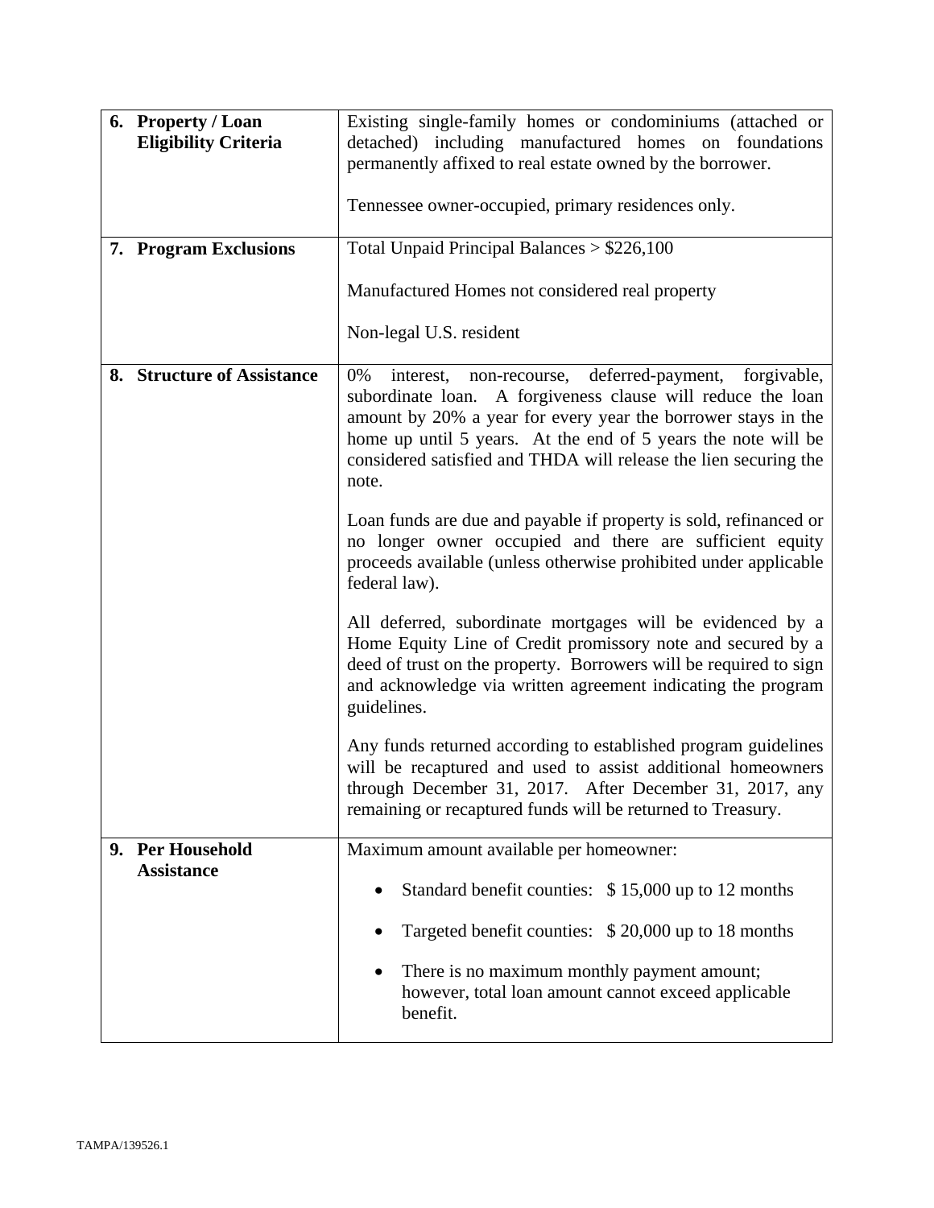| | |
|---|---|
| **6. Property / Loan Eligibility Criteria** | Existing single-family homes or condominiums (attached or detached) including manufactured homes on foundations permanently affixed to real estate owned by the borrower.<br><br>Tennessee owner-occupied, primary residences only. |
| **7. Program Exclusions** | Total Unpaid Principal Balances > $226,100<br><br>Manufactured Homes not considered real property<br><br>Non-legal U.S. resident |
| **8. Structure of Assistance** | 0% interest, non-recourse, deferred-payment, forgivable, subordinate loan. A forgiveness clause will reduce the loan amount by 20% a year for every year the borrower stays in the home up until 5 years. At the end of 5 years the note will be considered satisfied and THDA will release the lien securing the note.<br><br>Loan funds are due and payable if property is sold, refinanced or no longer owner occupied and there are sufficient equity proceeds available (unless otherwise prohibited under applicable federal law).<br><br>All deferred, subordinate mortgages will be evidenced by a Home Equity Line of Credit promissory note and secured by a deed of trust on the property. Borrowers will be required to sign and acknowledge via written agreement indicating the program guidelines.<br><br>Any funds returned according to established program guidelines will be recaptured and used to assist additional homeowners through December 31, 2017. After December 31, 2017, any remaining or recaptured funds will be returned to Treasury. |
| **9. Per Household Assistance** | Maximum amount available per homeowner:<br><br>• Standard benefit counties: $ 15,000 up to 12 months<br><br>• Targeted benefit counties: $ 20,000 up to 18 months<br><br>• There is no maximum monthly payment amount; however, total loan amount cannot exceed applicable benefit. |

TAMPA/139526.1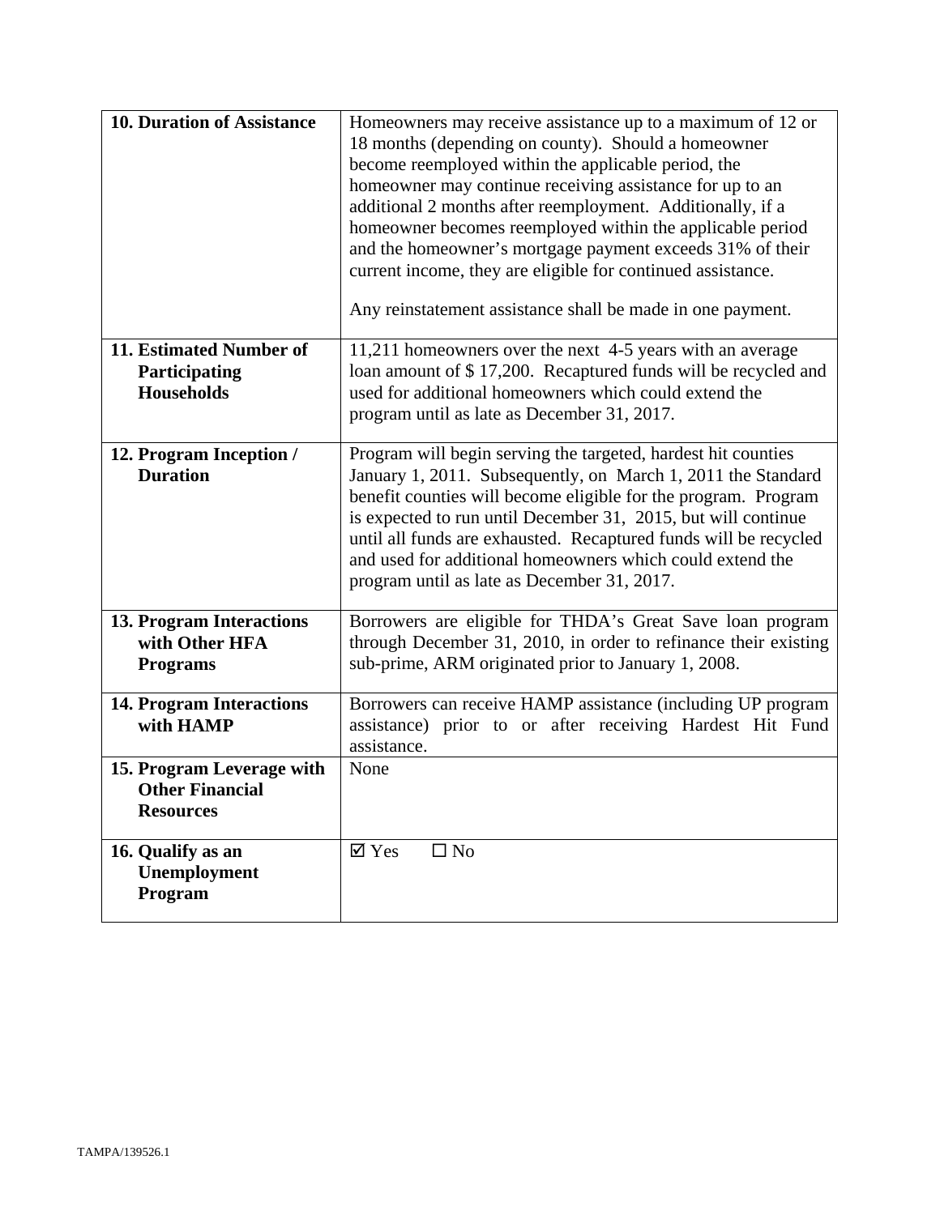| **10. Duration of Assistance** | Homeowners may receive assistance up to a maximum of 12 or 18 months (depending on county). Should a homeowner become reemployed within the applicable period, the homeowner may continue receiving assistance for up to an additional 2 months after reemployment. Additionally, if a homeowner becomes reemployed within the applicable period and the homeowner's mortgage payment exceeds 31% of their current income, they are eligible for continued assistance.<br><br>Any reinstatement assistance shall be made in one payment. |
|---|---|
| **11. Estimated Number of Participating Households** | 11,211 homeowners over the next 4-5 years with an average loan amount of $ 17,200. Recaptured funds will be recycled and used for additional homeowners which could extend the program until as late as December 31, 2017. |
| **12. Program Inception / Duration** | Program will begin serving the targeted, hardest hit counties January 1, 2011. Subsequently, on March 1, 2011 the Standard benefit counties will become eligible for the program. Program is expected to run until December 31, 2015, but will continue until all funds are exhausted. Recaptured funds will be recycled and used for additional homeowners which could extend the program until as late as December 31, 2017. |
| **13. Program Interactions with Other HFA Programs** | Borrowers are eligible for THDA's Great Save loan program through December 31, 2010, in order to refinance their existing sub-prime, ARM originated prior to January 1, 2008. |
| **14. Program Interactions with HAMP** | Borrowers can receive HAMP assistance (including UP program assistance) prior to or after receiving Hardest Hit Fund assistance. |
| **15. Program Leverage with Other Financial Resources** | None |
| **16. Qualify as an Unemployment Program** | ☑ Yes ☐ No |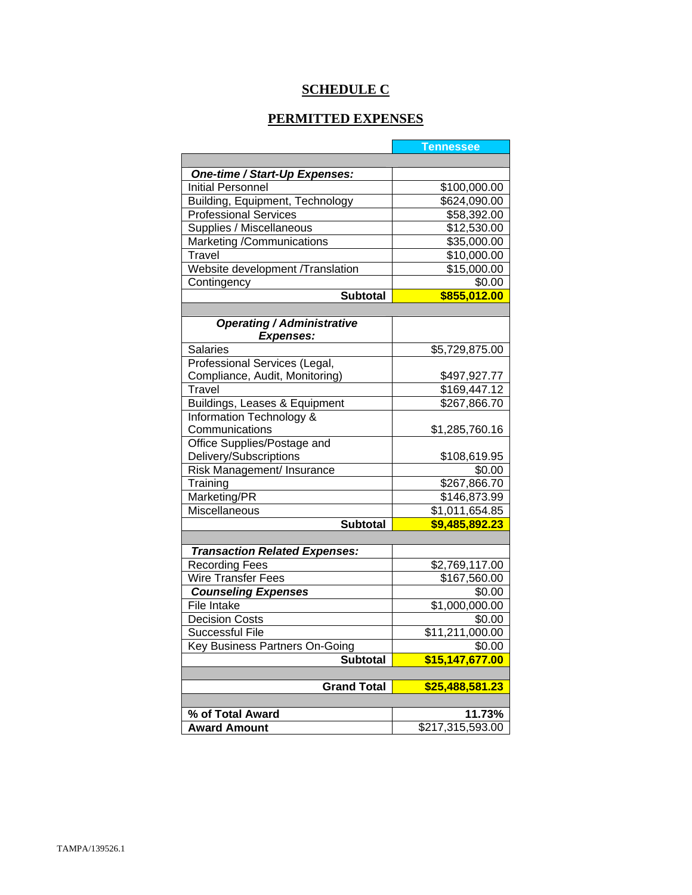# SCHEDULE C

## PERMITTED EXPENSES

| | Tennessee |
|---|---|
| | |
| ***One-time / Start-Up Expenses:*** | |
| Initial Personnel | $100,000.00 |
| Building, Equipment, Technology | $624,090.00 |
| Professional Services | $58,392.00 |
| Supplies / Miscellaneous | $12,530.00 |
| Marketing /Communications | $35,000.00 |
| Travel | $10,000.00 |
| Website development /Translation | $15,000.00 |
| Contingency | $0.00 |
| **Subtotal** | **$855,012.00** |
| | |
| ***Operating / Administrative Expenses:*** | |
| Salaries | $5,729,875.00 |
| Professional Services (Legal, Compliance, Audit, Monitoring) | $497,927.77 |
| Travel | $169,447.12 |
| Buildings, Leases & Equipment | $267,866.70 |
| Information Technology & Communications | $1,285,760.16 |
| Office Supplies/Postage and Delivery/Subscriptions | $108,619.95 |
| Risk Management/ Insurance | $0.00 |
| Training | $267,866.70 |
| Marketing/PR | $146,873.99 |
| Miscellaneous | $1,011,654.85 |
| **Subtotal** | **$9,485,892.23** |
| | |
| ***Transaction Related Expenses:*** | |
| Recording Fees | $2,769,117.00 |
| Wire Transfer Fees | $167,560.00 |
| ***Counseling Expenses*** | $0.00 |
| File Intake | $1,000,000.00 |
| Decision Costs | $0.00 |
| Successful File | $11,211,000.00 |
| Key Business Partners On-Going | $0.00 |
| **Subtotal** | **$15,147,677.00** |
| | |
| **Grand Total** | **$25,488,581.23** |
| | |
| **% of Total Award** | **11.73%** |
| **Award Amount** | $217,315,593.00 |

TAMPA/139526.1